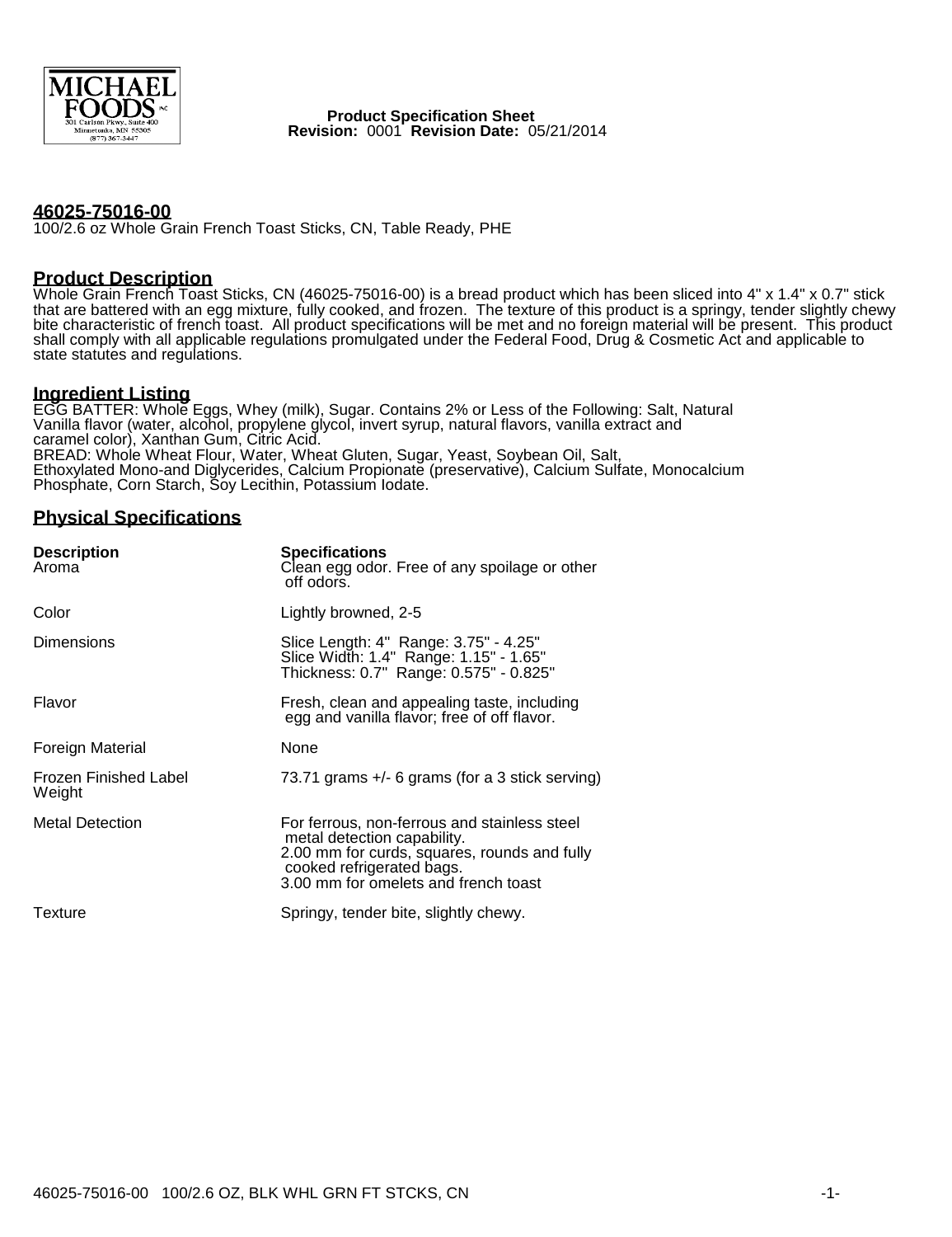Product Specification Sheet
**Revision:** 0001 **Revision Date:** 05/21/2014

## 46025-75016-00

100/2.6 oz Whole Grain French Toast Sticks, CN, Table Ready, PHE

## Product Description

Whole Grain French Toast Sticks, CN (46025-75016-00) is a bread product which has been sliced into 4" x 1.4" x 0.7" stick that are battered with an egg mixture, fully cooked, and frozen. The texture of this product is a springy, tender slightly chewy bite characteristic of french toast. All product specifications will be met and no foreign material will be present. This product shall comply with all applicable regulations promulgated under the Federal Food, Drug & Cosmetic Act and applicable to state statutes and regulations.

## Ingredient Listing

EGG BATTER: Whole Eggs, Whey (milk), Sugar. Contains 2% or Less of the Following: Salt, Natural Vanilla flavor (water, alcohol, propylene glycol, invert syrup, natural flavors, vanilla extract and caramel color), Xanthan Gum, Citric Acid.
BREAD: Whole Wheat Flour, Water, Wheat Gluten, Sugar, Yeast, Soybean Oil, Salt, Ethoxylated Mono-and Diglycerides, Calcium Propionate (preservative), Calcium Sulfate, Monocalcium Phosphate, Corn Starch, Soy Lecithin, Potassium Iodate.

## Physical Specifications

| Description | Specifications |
|---|---|
| Aroma | Clean egg odor. Free of any spoilage or other off odors. |
| Color | Lightly browned, 2-5 |
| Dimensions | Slice Length: 4" Range: 3.75" - 4.25"<br>Slice Width: 1.4" Range: 1.15" - 1.65"<br>Thickness: 0.7" Range: 0.575" - 0.825" |
| Flavor | Fresh, clean and appealing taste, including egg and vanilla flavor; free of off flavor. |
| Foreign Material | None |
| Frozen Finished Label Weight | 73.71 grams +/- 6 grams (for a 3 stick serving) |
| Metal Detection | For ferrous, non-ferrous and stainless steel metal detection capability.<br>2.00 mm for curds, squares, rounds and fully cooked refrigerated bags.<br>3.00 mm for omelets and french toast |
| Texture | Springy, tender bite, slightly chewy. |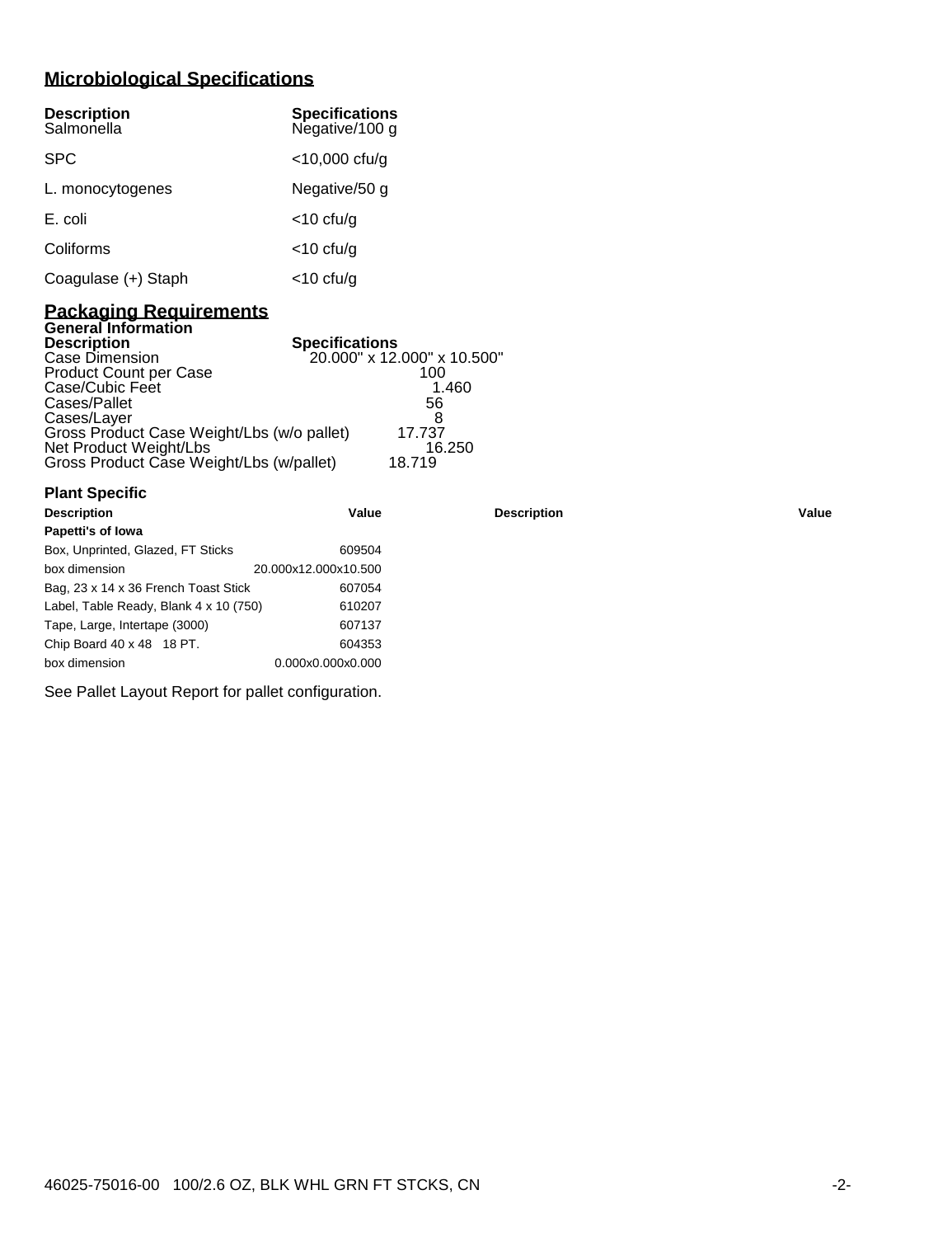## Microbiological Specifications

| Description | Specifications |
|---|---|
| Salmonella | Negative/100 g |
| SPC | <10,000 cfu/g |
| L. monocytogenes | Negative/50 g |
| E. coli | <10 cfu/g |
| Coliforms | <10 cfu/g |
| Coagulase (+) Staph | <10 cfu/g |

## Packaging Requirements

**General Information**

| Description | Specifications |
|---|---|
| Case Dimension | 20.000" x 12.000" x 10.500" |
| Product Count per Case | 100 |
| Case/Cubic Feet | 1.460 |
| Cases/Pallet | 56 |
| Cases/Layer | 8 |
| Gross Product Case Weight/Lbs (w/o pallet) | 17.737 |
| Net Product Weight/Lbs | 16.250 |
| Gross Product Case Weight/Lbs (w/pallet) | 18.719 |

### Plant Specific

| Description | Value | Description | Value |
|---|---|---|---|
| **Papetti's of Iowa** | | | |
| Box, Unprinted, Glazed, FT Sticks | 609504 | | |
| box dimension | 20.000x12.000x10.500 | | |
| Bag, 23 x 14 x 36 French Toast Stick | 607054 | | |
| Label, Table Ready, Blank 4 x 10 (750) | 610207 | | |
| Tape, Large, Intertape (3000) | 607137 | | |
| Chip Board 40 x 48 18 PT. | 604353 | | |
| box dimension | 0.000x0.000x0.000 | | |

See Pallet Layout Report for pallet configuration.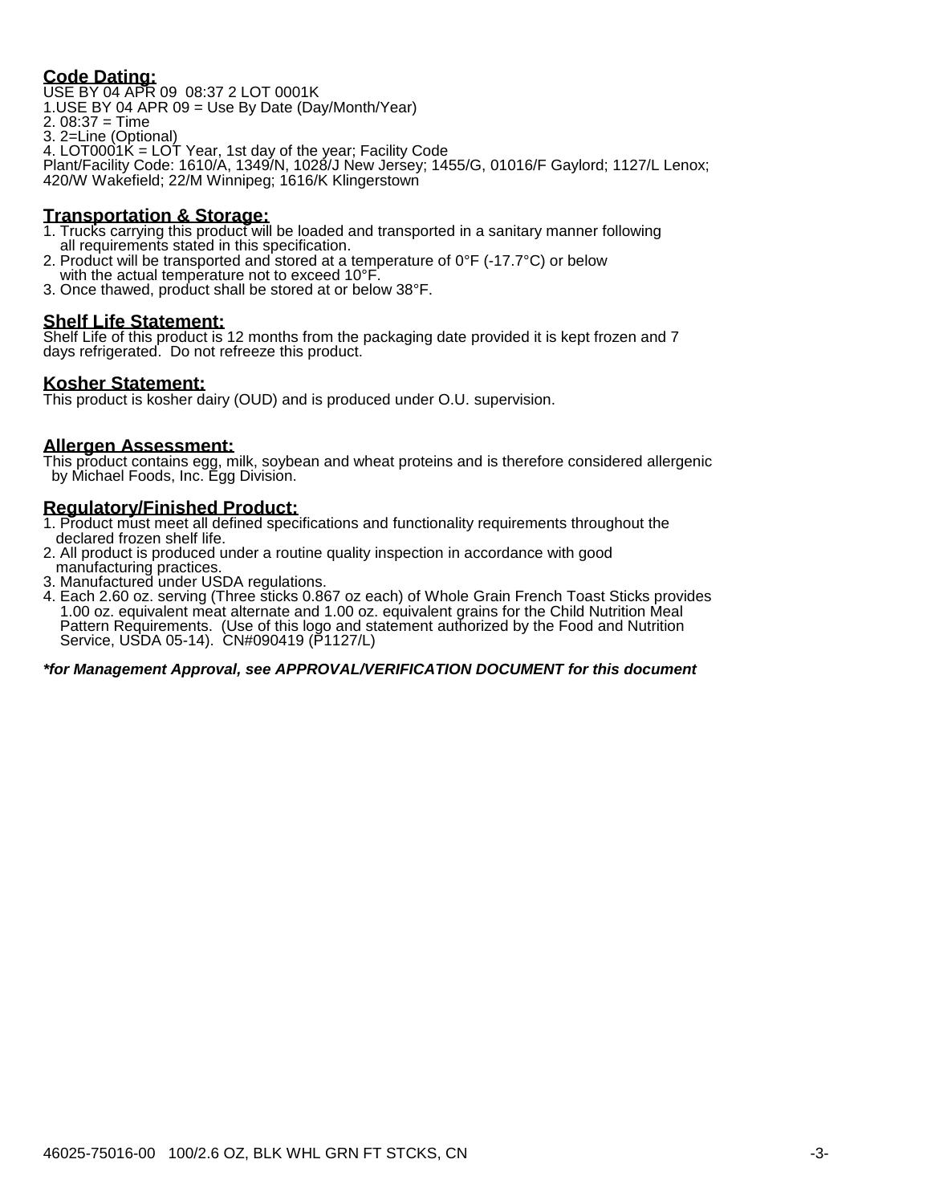**Code Dating:**

USE BY 04 APR 09 08:37 2 LOT 0001K

1.USE BY 04 APR 09 = Use By Date (Day/Month/Year)

2. 08:37 = Time

3. 2=Line (Optional)

4. LOT0001K = LOT Year, 1st day of the year; Facility Code

Plant/Facility Code: 1610/A, 1349/N, 1028/J New Jersey; 1455/G, 01016/F Gaylord; 1127/L Lenox; 420/W Wakefield; 22/M Winnipeg; 1616/K Klingerstown

**Transportation & Storage:**

1. Trucks carrying this product will be loaded and transported in a sanitary manner following all requirements stated in this specification.
2. Product will be transported and stored at a temperature of 0°F (-17.7°C) or below with the actual temperature not to exceed 10°F.
3. Once thawed, product shall be stored at or below 38°F.

**Shelf Life Statement:**

Shelf Life of this product is 12 months from the packaging date provided it is kept frozen and 7 days refrigerated. Do not refreeze this product.

**Kosher Statement:**

This product is kosher dairy (OUD) and is produced under O.U. supervision.

**Allergen Assessment:**

This product contains egg, milk, soybean and wheat proteins and is therefore considered allergenic by Michael Foods, Inc. Egg Division.

**Regulatory/Finished Product:**

1. Product must meet all defined specifications and functionality requirements throughout the declared frozen shelf life.
2. All product is produced under a routine quality inspection in accordance with good manufacturing practices.
3. Manufactured under USDA regulations.
4. Each 2.60 oz. serving (Three sticks 0.867 oz each) of Whole Grain French Toast Sticks provides 1.00 oz. equivalent meat alternate and 1.00 oz. equivalent grains for the Child Nutrition Meal Pattern Requirements. (Use of this logo and statement authorized by the Food and Nutrition Service, USDA 05-14). CN#090419 (P1127/L)

***for Management Approval, see APPROVAL/VERIFICATION DOCUMENT for this document**

46025-75016-00 100/2.6 OZ, BLK WHL GRN FT STCKS, CN